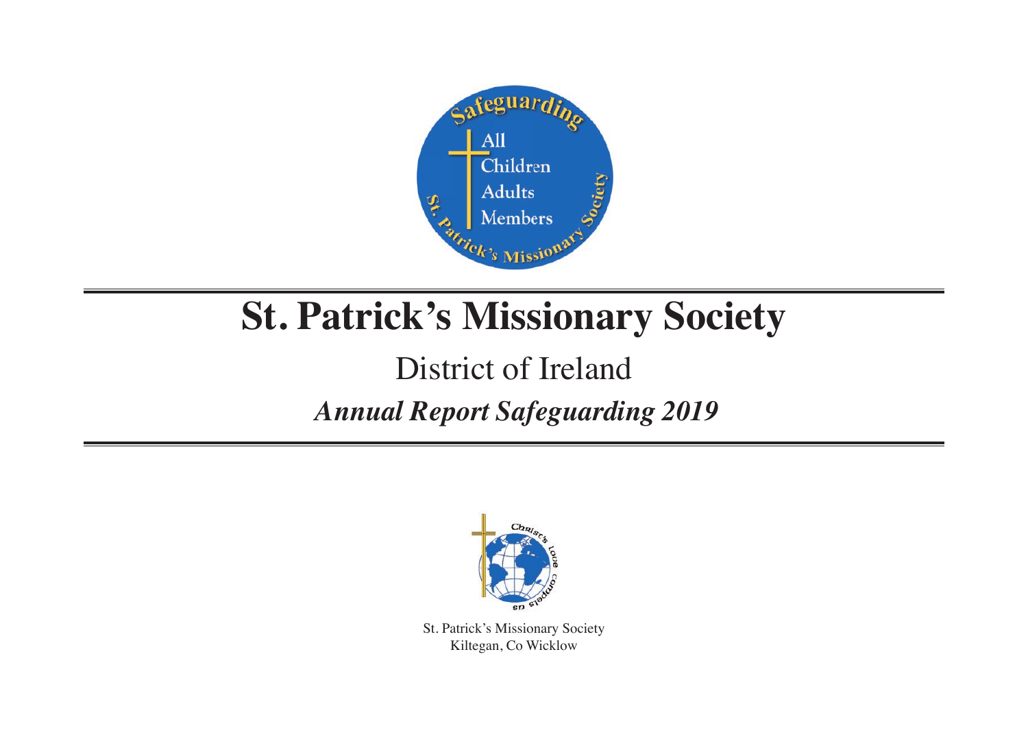# St. Patrick's Missionary Society

## District of Ireland

### *Annual Report Safeguarding 2019*

St. Patrick's Missionary Society
Kiltegan, Co Wicklow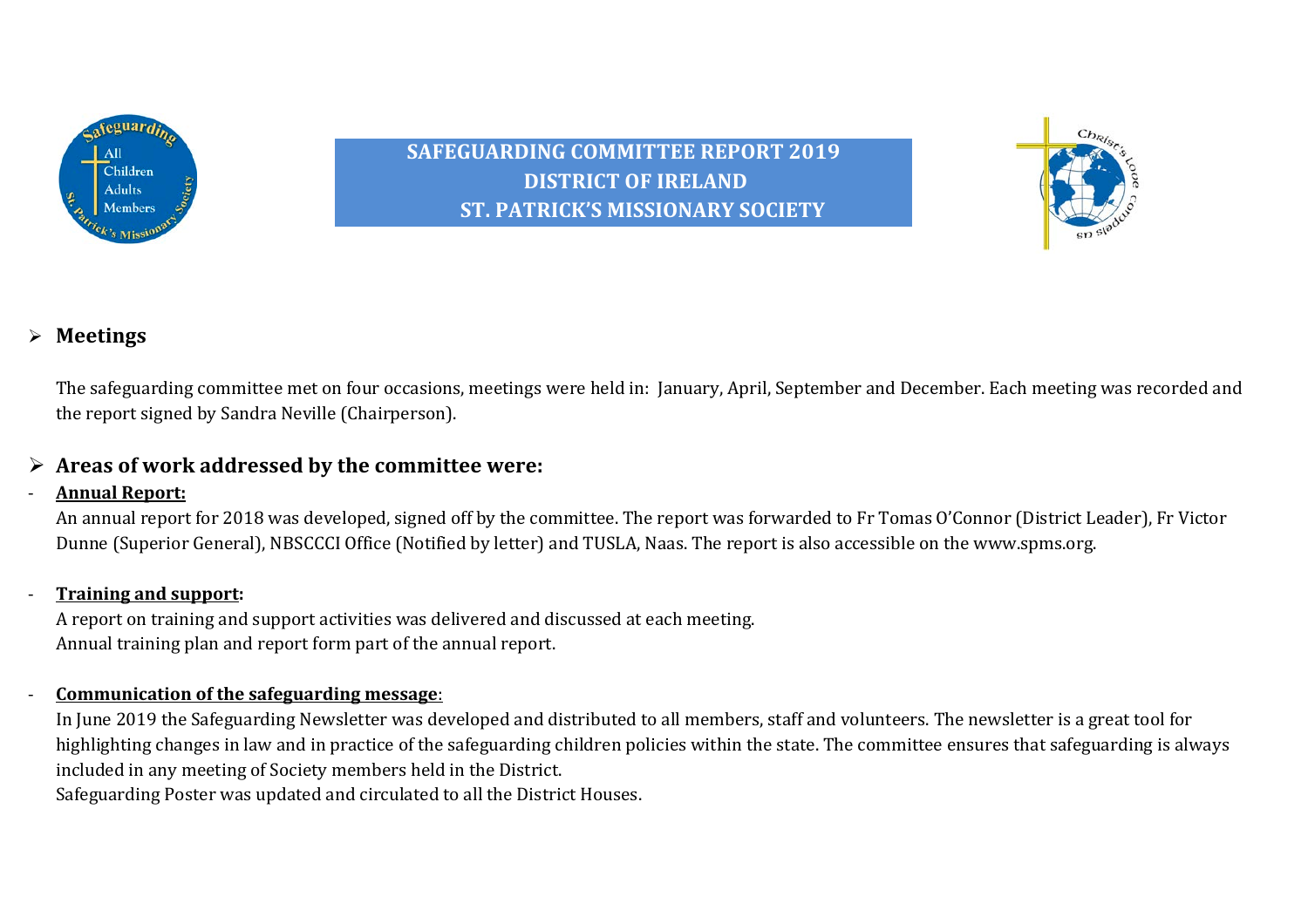# SAFEGUARDING COMMITTEE REPORT 2019
# DISTRICT OF IRELAND
# ST. PATRICK'S MISSIONARY SOCIETY

## Meetings

The safeguarding committee met on four occasions, meetings were held in: January, April, September and December. Each meeting was recorded and the report signed by Sandra Neville (Chairperson).

## Areas of work addressed by the committee were:

- **Annual Report:**

  An annual report for 2018 was developed, signed off by the committee. The report was forwarded to Fr Tomas O'Connor (District Leader), Fr Victor Dunne (Superior General), NBSCCCI Office (Notified by letter) and TUSLA, Naas. The report is also accessible on the www.spms.org.

- **Training and support:**

  A report on training and support activities was delivered and discussed at each meeting.
  Annual training plan and report form part of the annual report.

- **Communication of the safeguarding message**:

  In June 2019 the Safeguarding Newsletter was developed and distributed to all members, staff and volunteers. The newsletter is a great tool for highlighting changes in law and in practice of the safeguarding children policies within the state. The committee ensures that safeguarding is always included in any meeting of Society members held in the District.
  Safeguarding Poster was updated and circulated to all the District Houses.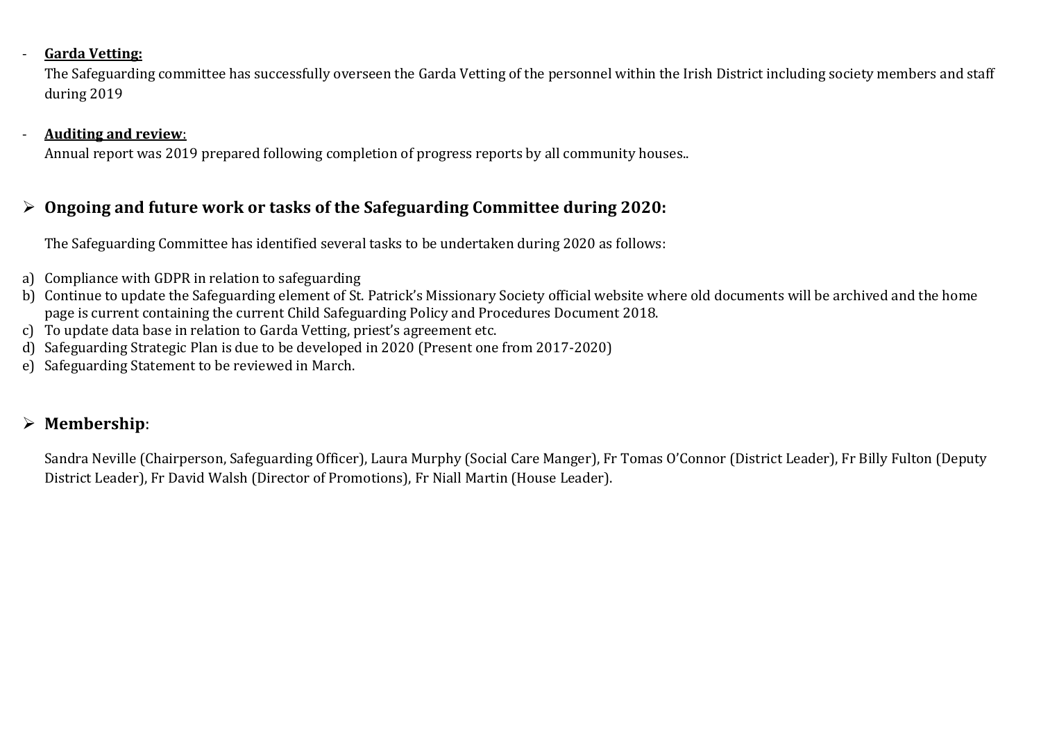- **Garda Vetting:**
  The Safeguarding committee has successfully overseen the Garda Vetting of the personnel within the Irish District including society members and staff during 2019

- **Auditing and review**:
  Annual report was 2019 prepared following completion of progress reports by all community houses..

## Ongoing and future work or tasks of the Safeguarding Committee during 2020:

The Safeguarding Committee has identified several tasks to be undertaken during 2020 as follows:

a) Compliance with GDPR in relation to safeguarding
b) Continue to update the Safeguarding element of St. Patrick's Missionary Society official website where old documents will be archived and the home page is current containing the current Child Safeguarding Policy and Procedures Document 2018.
c) To update data base in relation to Garda Vetting, priest's agreement etc.
d) Safeguarding Strategic Plan is due to be developed in 2020 (Present one from 2017-2020)
e) Safeguarding Statement to be reviewed in March.

## Membership:

Sandra Neville (Chairperson, Safeguarding Officer), Laura Murphy (Social Care Manger), Fr Tomas O'Connor (District Leader), Fr Billy Fulton (Deputy District Leader), Fr David Walsh (Director of Promotions), Fr Niall Martin (House Leader).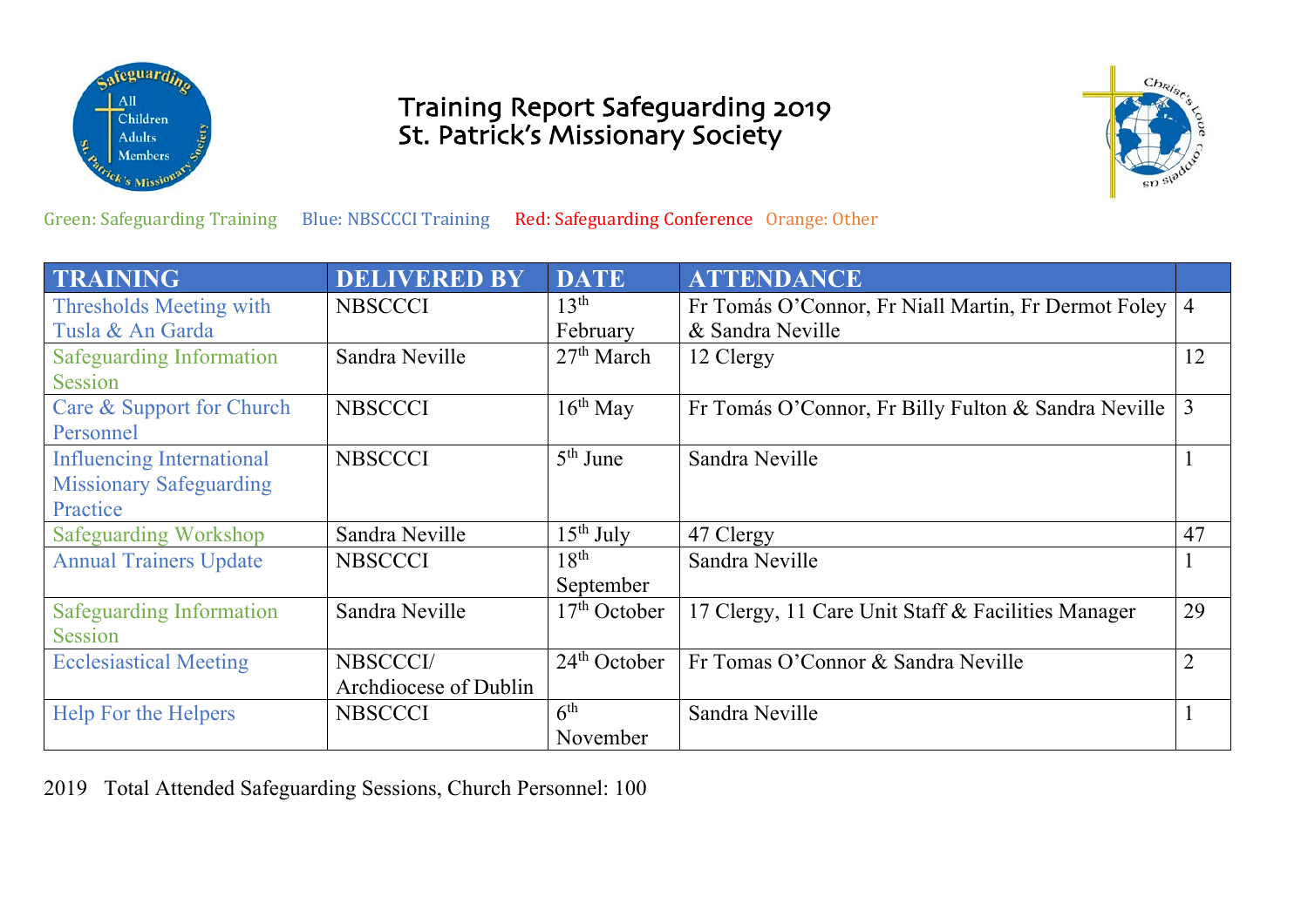# Training Report Safeguarding 2019
# St. Patrick's Missionary Society

Green: Safeguarding Training Blue: NBSCCCI Training Red: Safeguarding Conference Orange: Other

| TRAINING | DELIVERED BY | DATE | ATTENDANCE | |
|---|---|---|---|---|
| Thresholds Meeting with Tusla & An Garda | NBSCCCI | 13th February | Fr Tomás O'Connor, Fr Niall Martin, Fr Dermot Foley & Sandra Neville | 4 |
| Safeguarding Information Session | Sandra Neville | 27th March | 12 Clergy | 12 |
| Care & Support for Church Personnel | NBSCCCI | 16th May | Fr Tomás O'Connor, Fr Billy Fulton & Sandra Neville | 3 |
| Influencing International Missionary Safeguarding Practice | NBSCCCI | 5th June | Sandra Neville | 1 |
| Safeguarding Workshop | Sandra Neville | 15th July | 47 Clergy | 47 |
| Annual Trainers Update | NBSCCCI | 18th September | Sandra Neville | 1 |
| Safeguarding Information Session | Sandra Neville | 17th October | 17 Clergy, 11 Care Unit Staff & Facilities Manager | 29 |
| Ecclesiastical Meeting | NBSCCCI/ Archdiocese of Dublin | 24th October | Fr Tomas O'Connor & Sandra Neville | 2 |
| Help For the Helpers | NBSCCCI | 6th November | Sandra Neville | 1 |

2019 Total Attended Safeguarding Sessions, Church Personnel: 100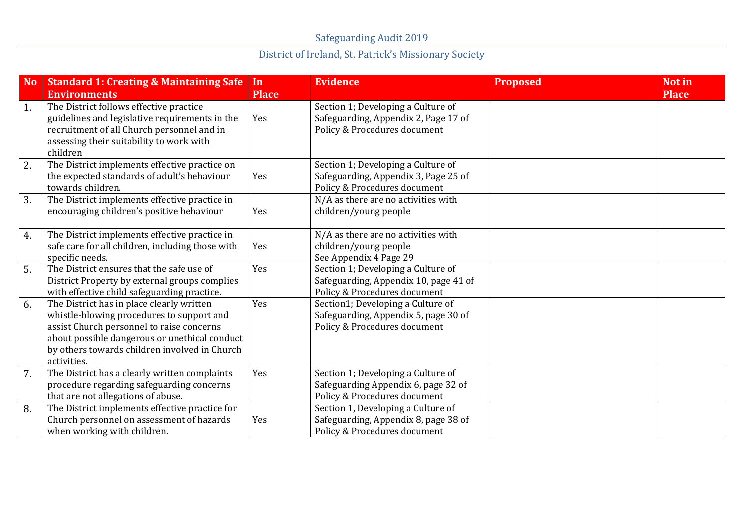Safeguarding Audit 2019

District of Ireland, St. Patrick's Missionary Society

| No | Standard 1: Creating & Maintaining Safe Environments | In Place | Evidence | Proposed | Not in Place |
|---|---|---|---|---|---|
| 1. | The District follows effective practice guidelines and legislative requirements in the recruitment of all Church personnel and in assessing their suitability to work with children | Yes | Section 1; Developing a Culture of Safeguarding, Appendix 2, Page 17 of Policy & Procedures document | | |
| 2. | The District implements effective practice on the expected standards of adult's behaviour towards children. | Yes | Section 1; Developing a Culture of Safeguarding, Appendix 3, Page 25 of Policy & Procedures document | | |
| 3. | The District implements effective practice in encouraging children's positive behaviour | Yes | N/A as there are no activities with children/young people | | |
| 4. | The District implements effective practice in safe care for all children, including those with specific needs. | Yes | N/A as there are no activities with children/young people<br>See Appendix 4 Page 29 | | |
| 5. | The District ensures that the safe use of District Property by external groups complies with effective child safeguarding practice. | Yes | Section 1; Developing a Culture of Safeguarding, Appendix 10, page 41 of Policy & Procedures document | | |
| 6. | The District has in place clearly written whistle-blowing procedures to support and assist Church personnel to raise concerns about possible dangerous or unethical conduct by others towards children involved in Church activities. | Yes | Section1; Developing a Culture of Safeguarding, Appendix 5, page 30 of Policy & Procedures document | | |
| 7. | The District has a clearly written complaints procedure regarding safeguarding concerns that are not allegations of abuse. | Yes | Section 1; Developing a Culture of Safeguarding Appendix 6, page 32 of Policy & Procedures document | | |
| 8. | The District implements effective practice for Church personnel on assessment of hazards when working with children. | Yes | Section 1, Developing a Culture of Safeguarding, Appendix 8, page 38 of Policy & Procedures document | | |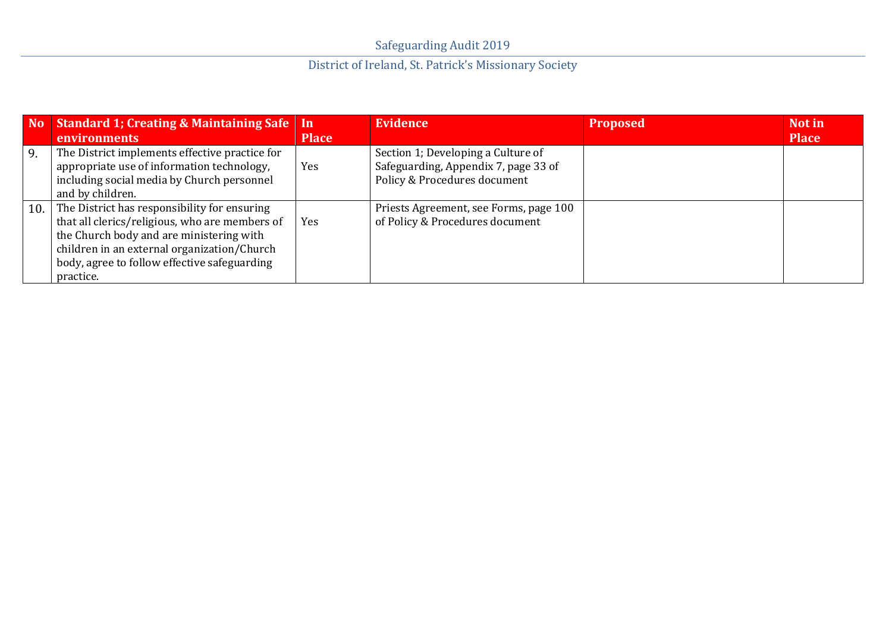| No | Standard 1; Creating & Maintaining Safe environments | In Place | Evidence | Proposed | Not in Place |
|---|---|---|---|---|---|
| 9. | The District implements effective practice for appropriate use of information technology, including social media by Church personnel and by children. | Yes | Section 1; Developing a Culture of Safeguarding, Appendix 7, page 33 of Policy & Procedures document | | |
| 10. | The District has responsibility for ensuring that all clerics/religious, who are members of the Church body and are ministering with children in an external organization/Church body, agree to follow effective safeguarding practice. | Yes | Priests Agreement, see Forms, page 100 of Policy & Procedures document | | |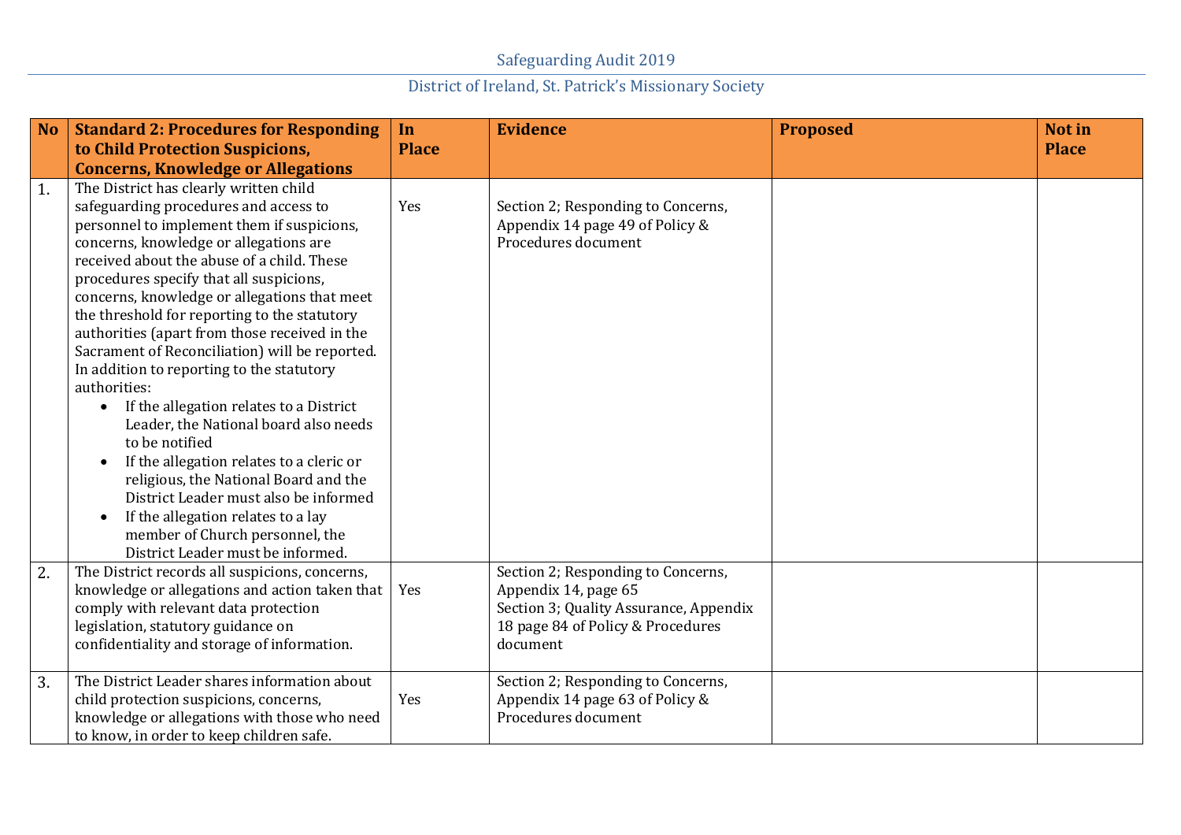| No | Standard 2: Procedures for Responding to Child Protection Suspicions, Concerns, Knowledge or Allegations | In Place | Evidence | Proposed | Not in Place |
|---|---|---|---|---|---|
| 1. | The District has clearly written child safeguarding procedures and access to personnel to implement them if suspicions, concerns, knowledge or allegations are received about the abuse of a child. These procedures specify that all suspicions, concerns, knowledge or allegations that meet the threshold for reporting to the statutory authorities (apart from those received in the Sacrament of Reconciliation) will be reported. In addition to reporting to the statutory authorities: <br>• If the allegation relates to a District Leader, the National board also needs to be notified <br>• If the allegation relates to a cleric or religious, the National Board and the District Leader must also be informed <br>• If the allegation relates to a lay member of Church personnel, the District Leader must be informed. | Yes | Section 2; Responding to Concerns, Appendix 14 page 49 of Policy & Procedures document | | |
| 2. | The District records all suspicions, concerns, knowledge or allegations and action taken that comply with relevant data protection legislation, statutory guidance on confidentiality and storage of information. | Yes | Section 2; Responding to Concerns, Appendix 14, page 65 <br>Section 3; Quality Assurance, Appendix 18 page 84 of Policy & Procedures document | | |
| 3. | The District Leader shares information about child protection suspicions, concerns, knowledge or allegations with those who need to know, in order to keep children safe. | Yes | Section 2; Responding to Concerns, Appendix 14 page 63 of Policy & Procedures document | | |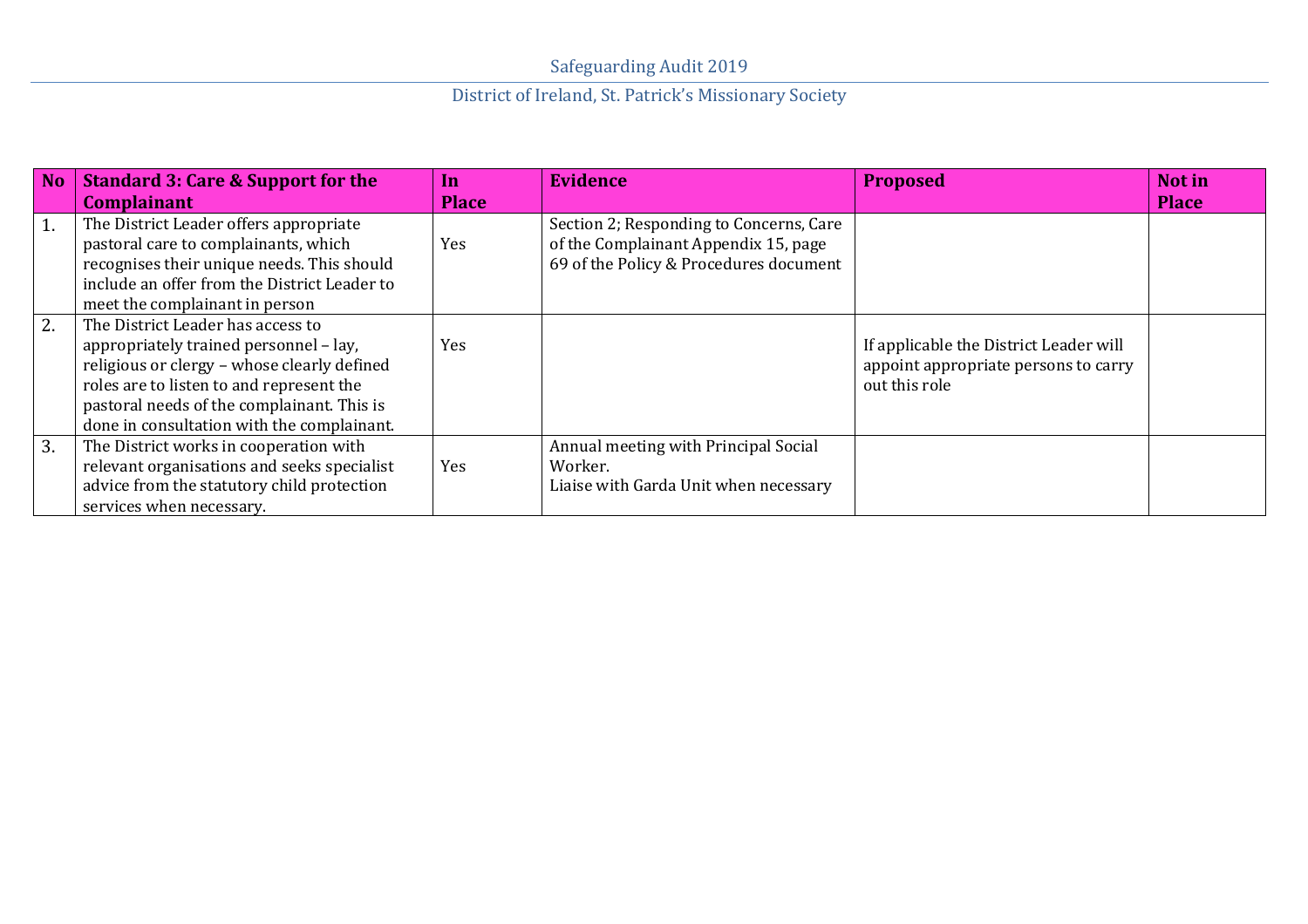| No | Standard 3: Care & Support for the Complainant | In Place | Evidence | Proposed | Not in Place |
|---|---|---|---|---|---|
| 1. | The District Leader offers appropriate pastoral care to complainants, which recognises their unique needs. This should include an offer from the District Leader to meet the complainant in person | Yes | Section 2; Responding to Concerns, Care of the Complainant Appendix 15, page 69 of the Policy & Procedures document | | |
| 2. | The District Leader has access to appropriately trained personnel – lay, religious or clergy – whose clearly defined roles are to listen to and represent the pastoral needs of the complainant. This is done in consultation with the complainant. | Yes | | If applicable the District Leader will appoint appropriate persons to carry out this role | |
| 3. | The District works in cooperation with relevant organisations and seeks specialist advice from the statutory child protection services when necessary. | Yes | Annual meeting with Principal Social Worker.<br>Liaise with Garda Unit when necessary | | |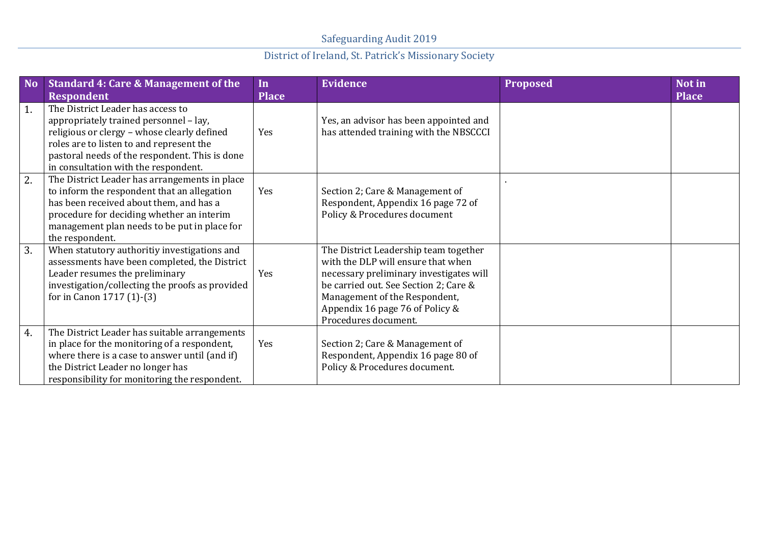| No | Standard 4: Care & Management of the Respondent | In Place | Evidence | Proposed | Not in Place |
|---|---|---|---|---|---|
| 1. | The District Leader has access to appropriately trained personnel – lay, religious or clergy – whose clearly defined roles are to listen to and represent the pastoral needs of the respondent. This is done in consultation with the respondent. | Yes | Yes, an advisor has been appointed and has attended training with the NBSCCCI | | |
| 2. | The District Leader has arrangements in place to inform the respondent that an allegation has been received about them, and has a procedure for deciding whether an interim management plan needs to be put in place for the respondent. | Yes | Section 2; Care & Management of Respondent, Appendix 16 page 72 of Policy & Procedures document | . | |
| 3. | When statutory authoritiy investigations and assessments have been completed, the District Leader resumes the preliminary investigation/collecting the proofs as provided for in Canon 1717 (1)-(3) | Yes | The District Leadership team together with the DLP will ensure that when necessary preliminary investigates will be carried out. See Section 2; Care & Management of the Respondent, Appendix 16 page 76 of Policy & Procedures document. | | |
| 4. | The District Leader has suitable arrangements in place for the monitoring of a respondent, where there is a case to answer until (and if) the District Leader no longer has responsibility for monitoring the respondent. | Yes | Section 2; Care & Management of Respondent, Appendix 16 page 80 of Policy & Procedures document. | | |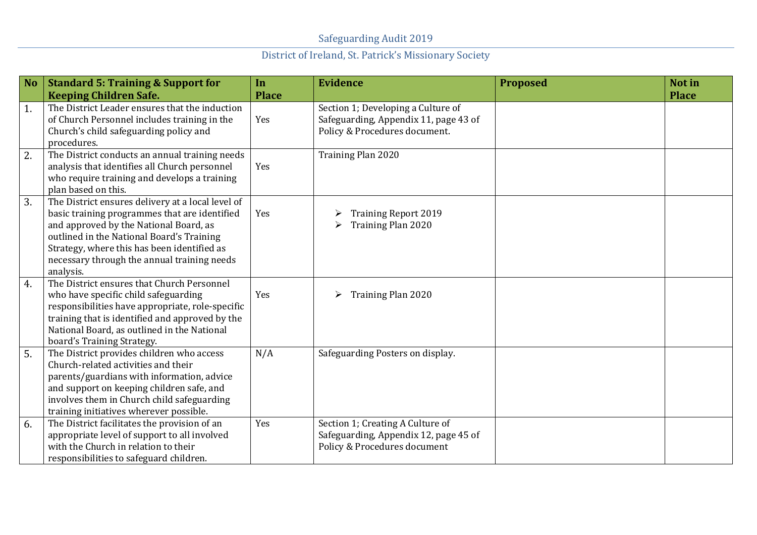| No | Standard 5: Training & Support for Keeping Children Safe. | In Place | Evidence | Proposed | Not in Place |
|---|---|---|---|---|---|
| 1. | The District Leader ensures that the induction of Church Personnel includes training in the Church's child safeguarding policy and procedures. | Yes | Section 1; Developing a Culture of Safeguarding, Appendix 11, page 43 of Policy & Procedures document. | | |
| 2. | The District conducts an annual training needs analysis that identifies all Church personnel who require training and develops a training plan based on this. | Yes | Training Plan 2020 | | |
| 3. | The District ensures delivery at a local level of basic training programmes that are identified and approved by the National Board, as outlined in the National Board's Training Strategy, where this has been identified as necessary through the annual training needs analysis. | Yes | ➢ Training Report 2019<br>➢ Training Plan 2020 | | |
| 4. | The District ensures that Church Personnel who have specific child safeguarding responsibilities have appropriate, role-specific training that is identified and approved by the National Board, as outlined in the National board's Training Strategy. | Yes | ➢ Training Plan 2020 | | |
| 5. | The District provides children who access Church-related activities and their parents/guardians with information, advice and support on keeping children safe, and involves them in Church child safeguarding training initiatives wherever possible. | N/A | Safeguarding Posters on display. | | |
| 6. | The District facilitates the provision of an appropriate level of support to all involved with the Church in relation to their responsibilities to safeguard children. | Yes | Section 1; Creating A Culture of Safeguarding, Appendix 12, page 45 of Policy & Procedures document | | |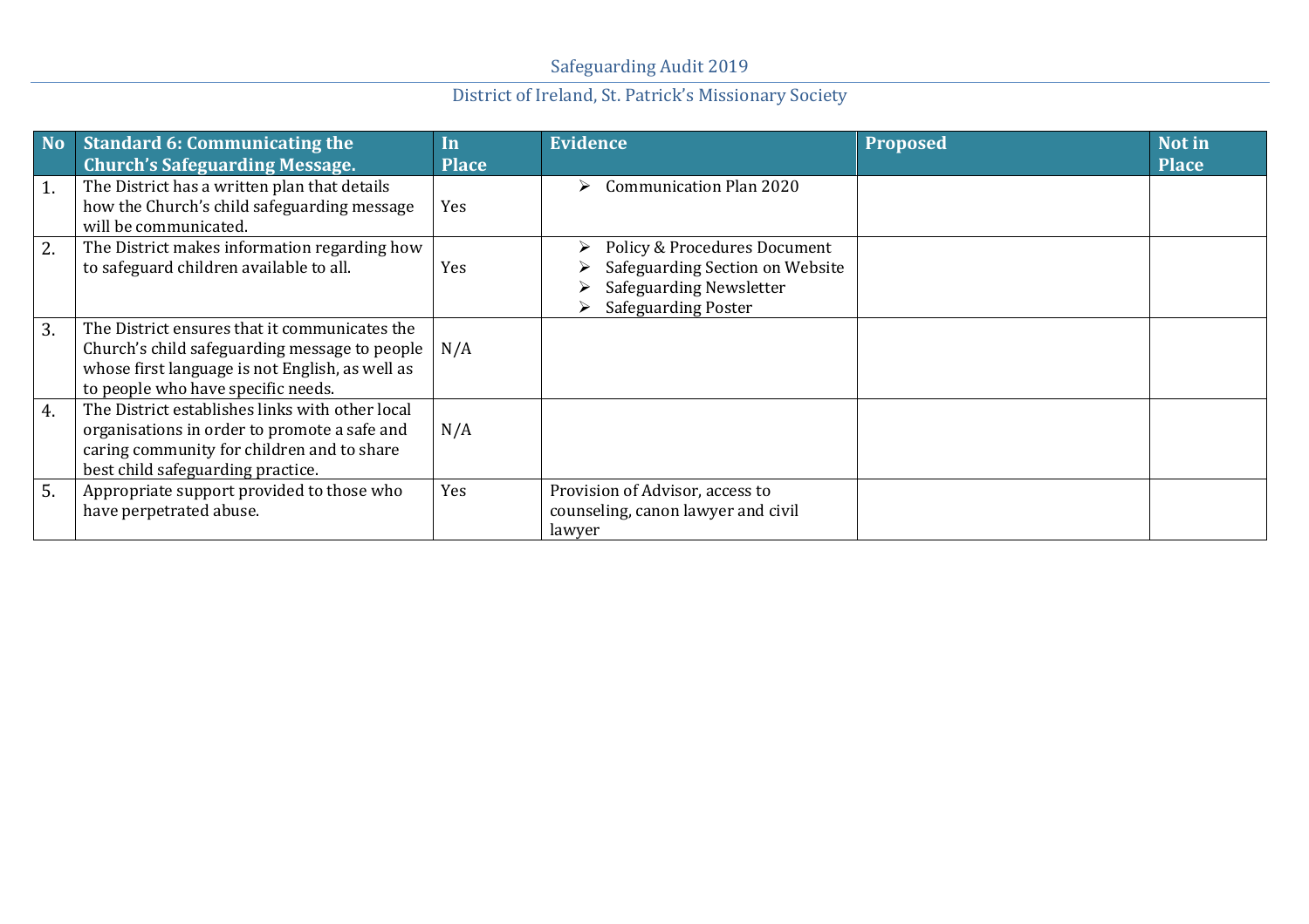Safeguarding Audit 2019

District of Ireland, St. Patrick's Missionary Society

| No | Standard 6: Communicating the Church's Safeguarding Message. | In Place | Evidence | Proposed | Not in Place |
|---|---|---|---|---|---|
| 1. | The District has a written plan that details how the Church's child safeguarding message will be communicated. | Yes | ➢ Communication Plan 2020 | | |
| 2. | The District makes information regarding how to safeguard children available to all. | Yes | ➢ Policy & Procedures Document<br>➢ Safeguarding Section on Website<br>➢ Safeguarding Newsletter<br>➢ Safeguarding Poster | | |
| 3. | The District ensures that it communicates the Church's child safeguarding message to people whose first language is not English, as well as to people who have specific needs. | N/A | | | |
| 4. | The District establishes links with other local organisations in order to promote a safe and caring community for children and to share best child safeguarding practice. | N/A | | | |
| 5. | Appropriate support provided to those who have perpetrated abuse. | Yes | Provision of Advisor, access to counseling, canon lawyer and civil lawyer | | |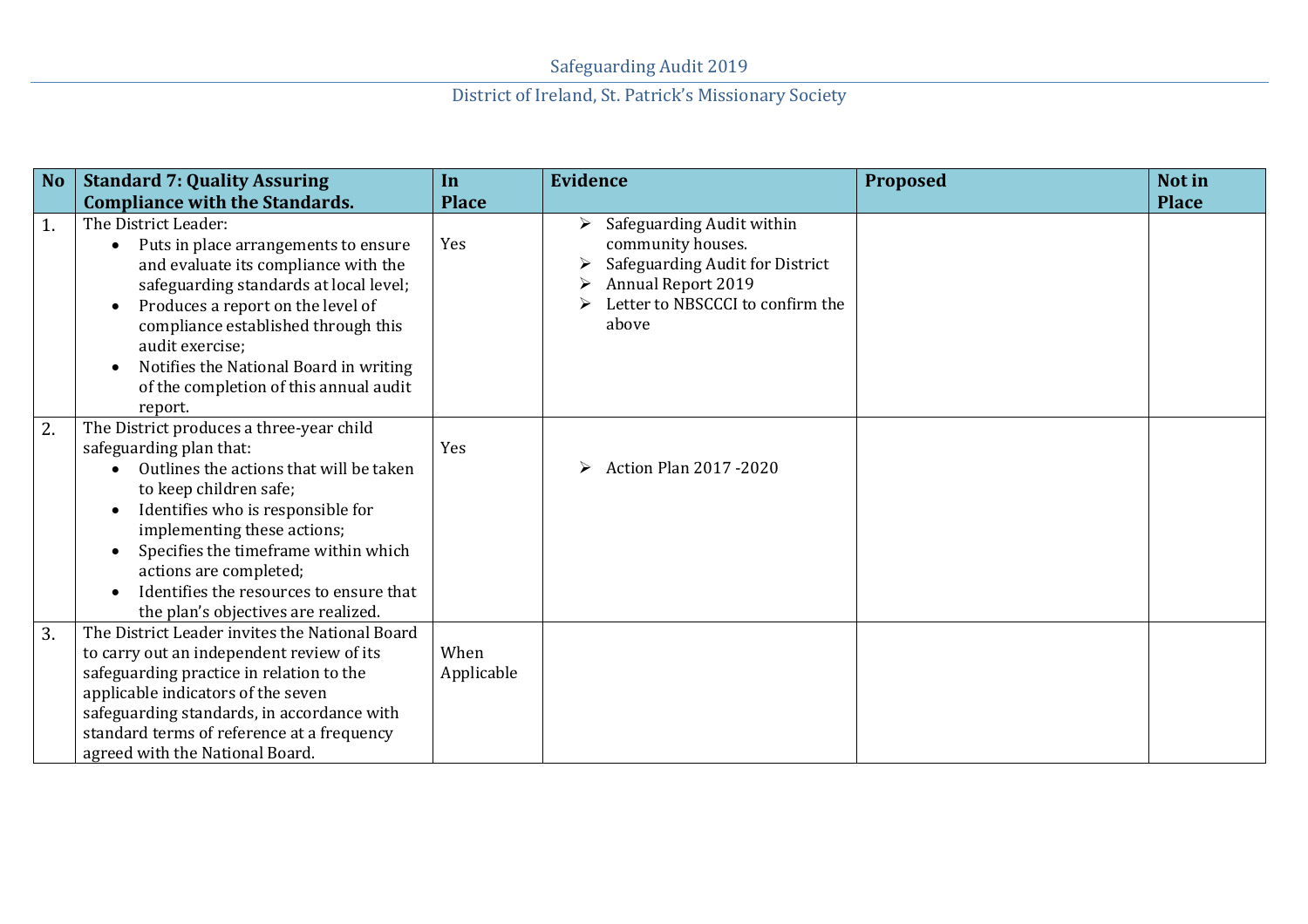| No | Standard 7: Quality Assuring Compliance with the Standards. | In Place | Evidence | Proposed | Not in Place |
|---|---|---|---|---|---|
| 1. | The District Leader:<br>• Puts in place arrangements to ensure and evaluate its compliance with the safeguarding standards at local level;<br>• Produces a report on the level of compliance established through this audit exercise;<br>• Notifies the National Board in writing of the completion of this annual audit report. | Yes | ➢ Safeguarding Audit within community houses.<br>➢ Safeguarding Audit for District<br>➢ Annual Report 2019<br>➢ Letter to NBSCCCI to confirm the above | | |
| 2. | The District produces a three-year child safeguarding plan that:<br>• Outlines the actions that will be taken to keep children safe;<br>• Identifies who is responsible for implementing these actions;<br>• Specifies the timeframe within which actions are completed;<br>• Identifies the resources to ensure that the plan's objectives are realized. | Yes | ➢ Action Plan 2017 -2020 | | |
| 3. | The District Leader invites the National Board to carry out an independent review of its safeguarding practice in relation to the applicable indicators of the seven safeguarding standards, in accordance with standard terms of reference at a frequency agreed with the National Board. | When Applicable | | | |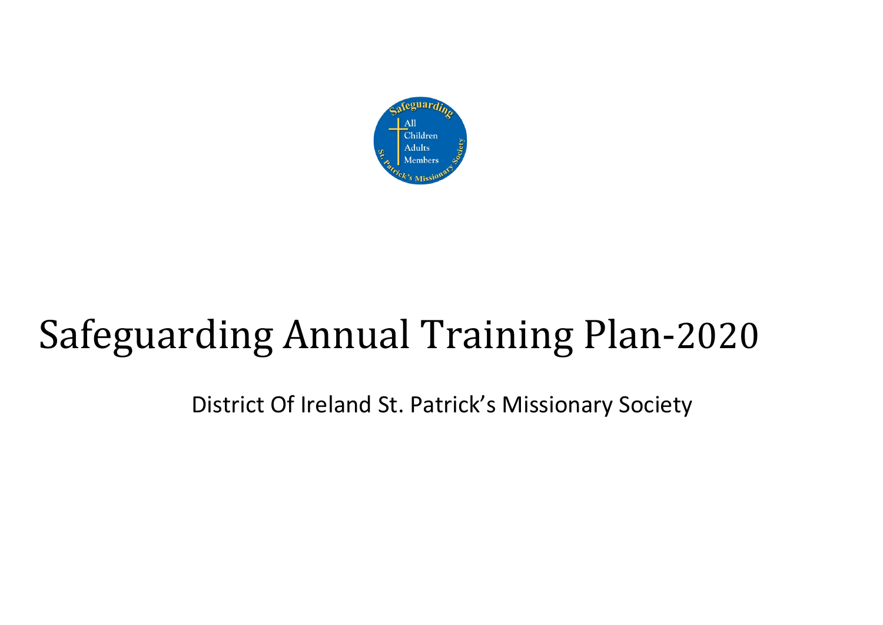# Safeguarding Annual Training Plan-2020

District Of Ireland St. Patrick's Missionary Society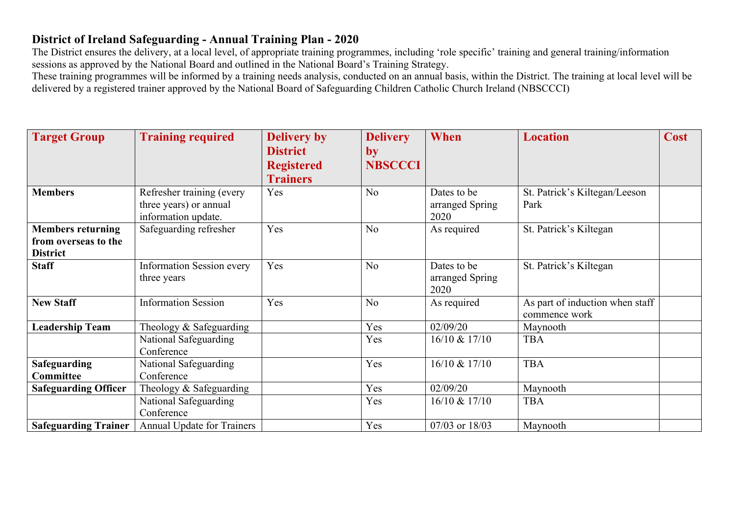## District of Ireland Safeguarding - Annual Training Plan - 2020

The District ensures the delivery, at a local level, of appropriate training programmes, including 'role specific' training and general training/information sessions as approved by the National Board and outlined in the National Board's Training Strategy.

These training programmes will be informed by a training needs analysis, conducted on an annual basis, within the District. The training at local level will be delivered by a registered trainer approved by the National Board of Safeguarding Children Catholic Church Ireland (NBSCCCI)

| Target Group | Training required | Delivery by District Registered Trainers | Delivery by NBSCCCI | When | Location | Cost |
|---|---|---|---|---|---|---|
| **Members** | Refresher training (every three years) or annual information update. | Yes | No | Dates to be arranged Spring 2020 | St. Patrick's Kiltegan/Leeson Park | |
| **Members returning from overseas to the District** | Safeguarding refresher | Yes | No | As required | St. Patrick's Kiltegan | |
| **Staff** | Information Session every three years | Yes | No | Dates to be arranged Spring 2020 | St. Patrick's Kiltegan | |
| **New Staff** | Information Session | Yes | No | As required | As part of induction when staff commence work | |
| **Leadership Team** | Theology & Safeguarding | | Yes | 02/09/20 | Maynooth | |
| | National Safeguarding Conference | | Yes | 16/10 & 17/10 | TBA | |
| **Safeguarding Committee** | National Safeguarding Conference | | Yes | 16/10 & 17/10 | TBA | |
| **Safeguarding Officer** | Theology & Safeguarding | | Yes | 02/09/20 | Maynooth | |
| | National Safeguarding Conference | | Yes | 16/10 & 17/10 | TBA | |
| **Safeguarding Trainer** | Annual Update for Trainers | | Yes | 07/03 or 18/03 | Maynooth | |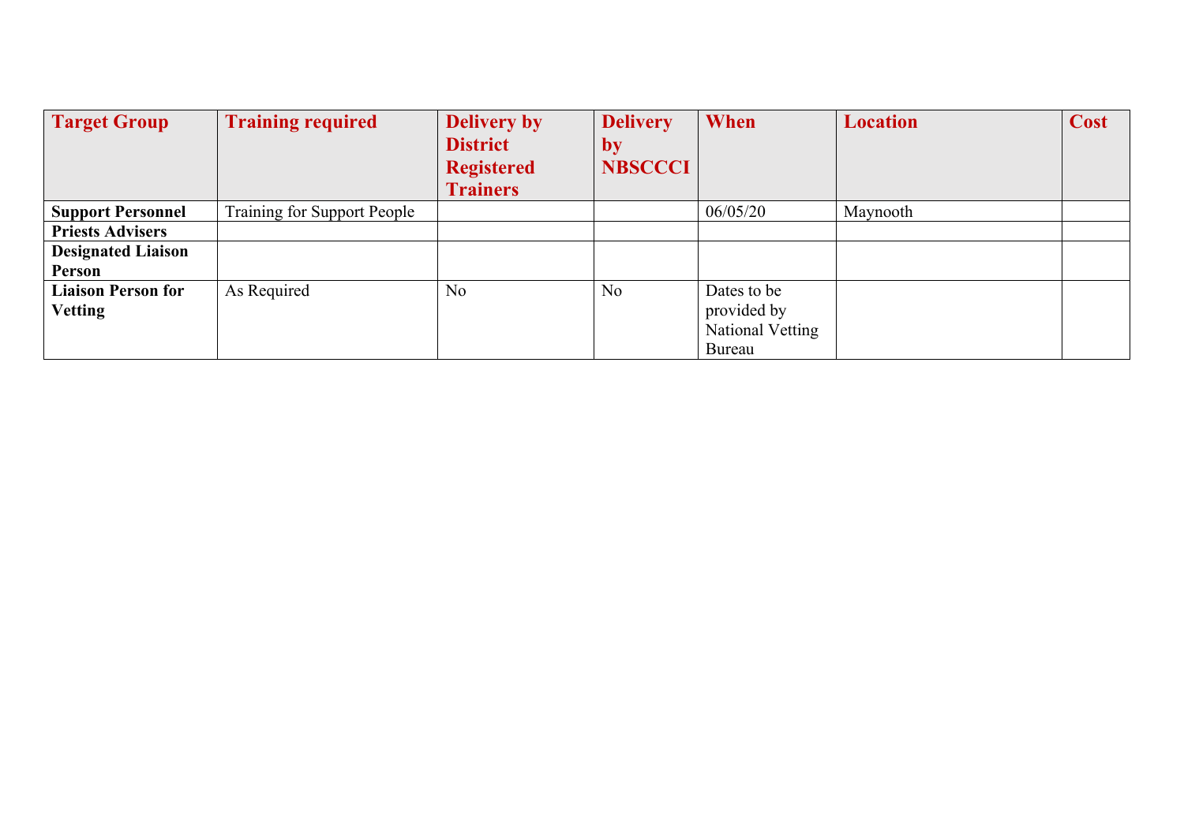| Target Group | Training required | Delivery by District Registered Trainers | Delivery by NBSCCCI | When | Location | Cost |
|---|---|---|---|---|---|---|
| **Support Personnel** | Training for Support People | | | 06/05/20 | Maynooth | |
| **Priests Advisers** | | | | | | |
| **Designated Liaison Person** | | | | | | |
| **Liaison Person for Vetting** | As Required | No | No | Dates to be provided by National Vetting Bureau | | |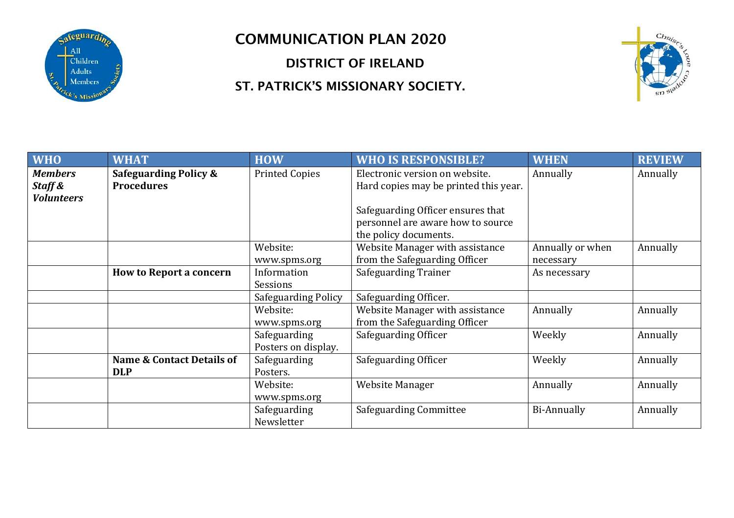# COMMUNICATION PLAN 2020

## DISTRICT OF IRELAND

## ST. PATRICK'S MISSIONARY SOCIETY.

| WHO | WHAT | HOW | WHO IS RESPONSIBLE? | WHEN | REVIEW |
|---|---|---|---|---|---|
| ***Members Staff & Volunteers*** | **Safeguarding Policy & Procedures** | Printed Copies | Electronic version on website. Hard copies may be printed this year. Safeguarding Officer ensures that personnel are aware how to source the policy documents. | Annually | Annually |
| | | Website: www.spms.org | Website Manager with assistance from the Safeguarding Officer | Annually or when necessary | Annually |
| | **How to Report a concern** | Information Sessions | Safeguarding Trainer | As necessary | |
| | | Safeguarding Policy | Safeguarding Officer. | | |
| | | Website: www.spms.org | Website Manager with assistance from the Safeguarding Officer | Annually | Annually |
| | | Safeguarding Posters on display. | Safeguarding Officer | Weekly | Annually |
| | **Name & Contact Details of DLP** | Safeguarding Posters. | Safeguarding Officer | Weekly | Annually |
| | | Website: www.spms.org | Website Manager | Annually | Annually |
| | | Safeguarding Newsletter | Safeguarding Committee | Bi-Annually | Annually |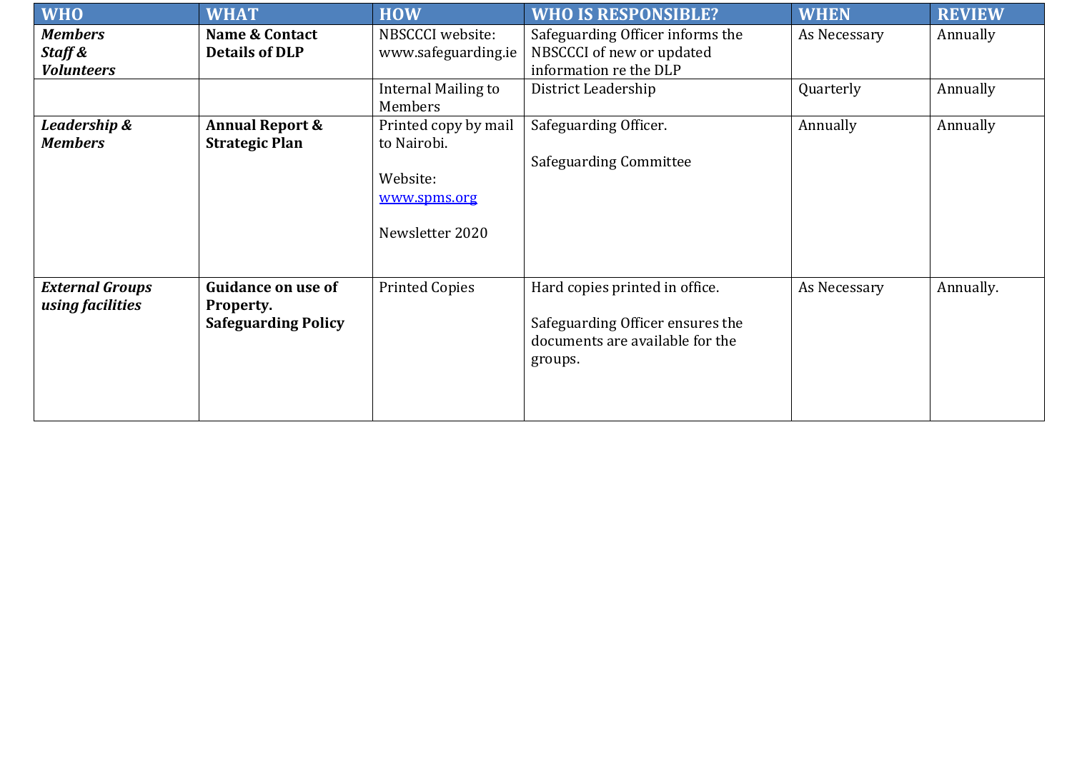| WHO | WHAT | HOW | WHO IS RESPONSIBLE? | WHEN | REVIEW |
|---|---|---|---|---|---|
| ***Members Staff & Volunteers*** | **Name & Contact Details of DLP** | NBSCCCI website: www.safeguarding.ie | Safeguarding Officer informs the NBSCCCI of new or updated information re the DLP | As Necessary | Annually |
| | | Internal Mailing to Members | District Leadership | Quarterly | Annually |
| ***Leadership & Members*** | **Annual Report & Strategic Plan** | Printed copy by mail to Nairobi.<br><br>Website: www.spms.org<br><br>Newsletter 2020 | Safeguarding Officer.<br><br>Safeguarding Committee | Annually | Annually |
| ***External Groups using facilities*** | **Guidance on use of Property. Safeguarding Policy** | Printed Copies | Hard copies printed in office.<br><br>Safeguarding Officer ensures the documents are available for the groups. | As Necessary | Annually. |